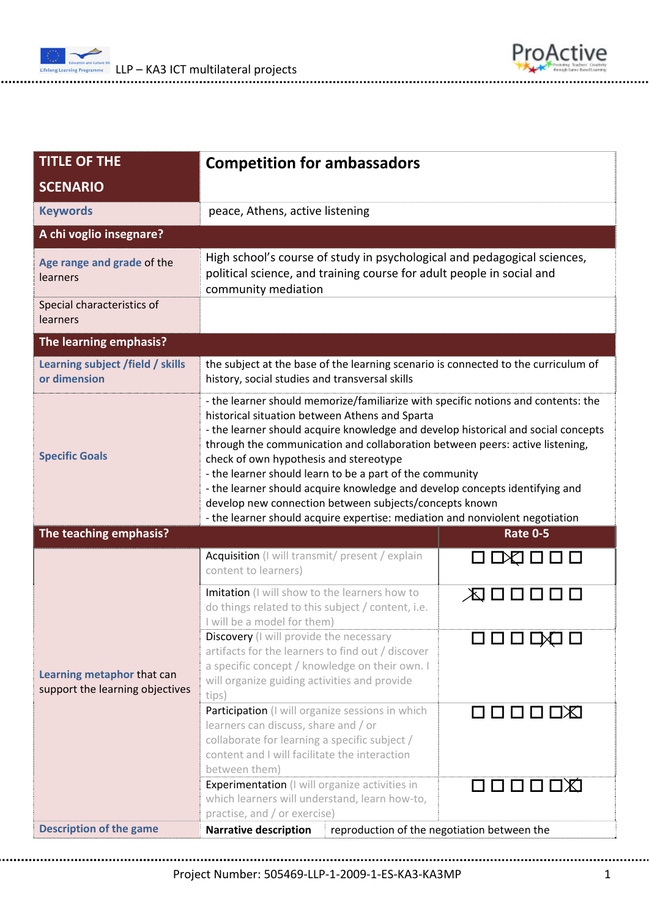| TITLE OF THE SCENARIO | Competition for ambassadors | |
|---|---|---|
| **Keywords** | peace, Athens, active listening | |
| **A chi voglio insegnare?** | | |
| **Age range and grade** of the learners | High school's course of study in psychological and pedagogical sciences, political science, and training course for adult people in social and community mediation | |
| Special characteristics of learners | | |
| **The learning emphasis?** | | |
| **Learning subject /field / skills or dimension** | the subject at the base of the learning scenario is connected to the curriculum of history, social studies and transversal skills | |
| **Specific Goals** | - the learner should memorize/familiarize with specific notions and contents: the historical situation between Athens and Sparta<br>- the learner should acquire knowledge and develop historical and social concepts through the communication and collaboration between peers: active listening, check of own hypothesis and stereotype<br>- the learner should learn to be a part of the community<br>- the learner should acquire knowledge and develop concepts identifying and develop new connection between subjects/concepts known<br>- the learner should acquire expertise: mediation and nonviolent negotiation | |
| **The teaching emphasis?** | | **Rate 0-5** |
| **Learning metaphor** that can support the learning objectives | Acquisition (I will transmit/ present / explain content to learners) | ☐ ☐ ☒ ☐ ☐ ☐ |
| | Imitation (I will show to the learners how to do things related to this subject / content, i.e. I will be a model for them) | ☒ ☐ ☐ ☐ ☐ ☐ |
| | Discovery (I will provide the necessary artifacts for the learners to find out / discover a specific concept / knowledge on their own. I will organize guiding activities and provide tips) | ☐ ☐ ☐ ☐ ☒ ☐ |
| | Participation (I will organize sessions in which learners can discuss, share and / or collaborate for learning a specific subject / content and I will facilitate the interaction between them) | ☐ ☐ ☐ ☐ ☐ ☒ |
| | Experimentation (I will organize activities in which learners will understand, learn how-to, practise, and / or exercise) | ☐ ☐ ☐ ☐ ☐ ☒ |
| **Description of the game** | **Narrative description** | reproduction of the negotiation between the |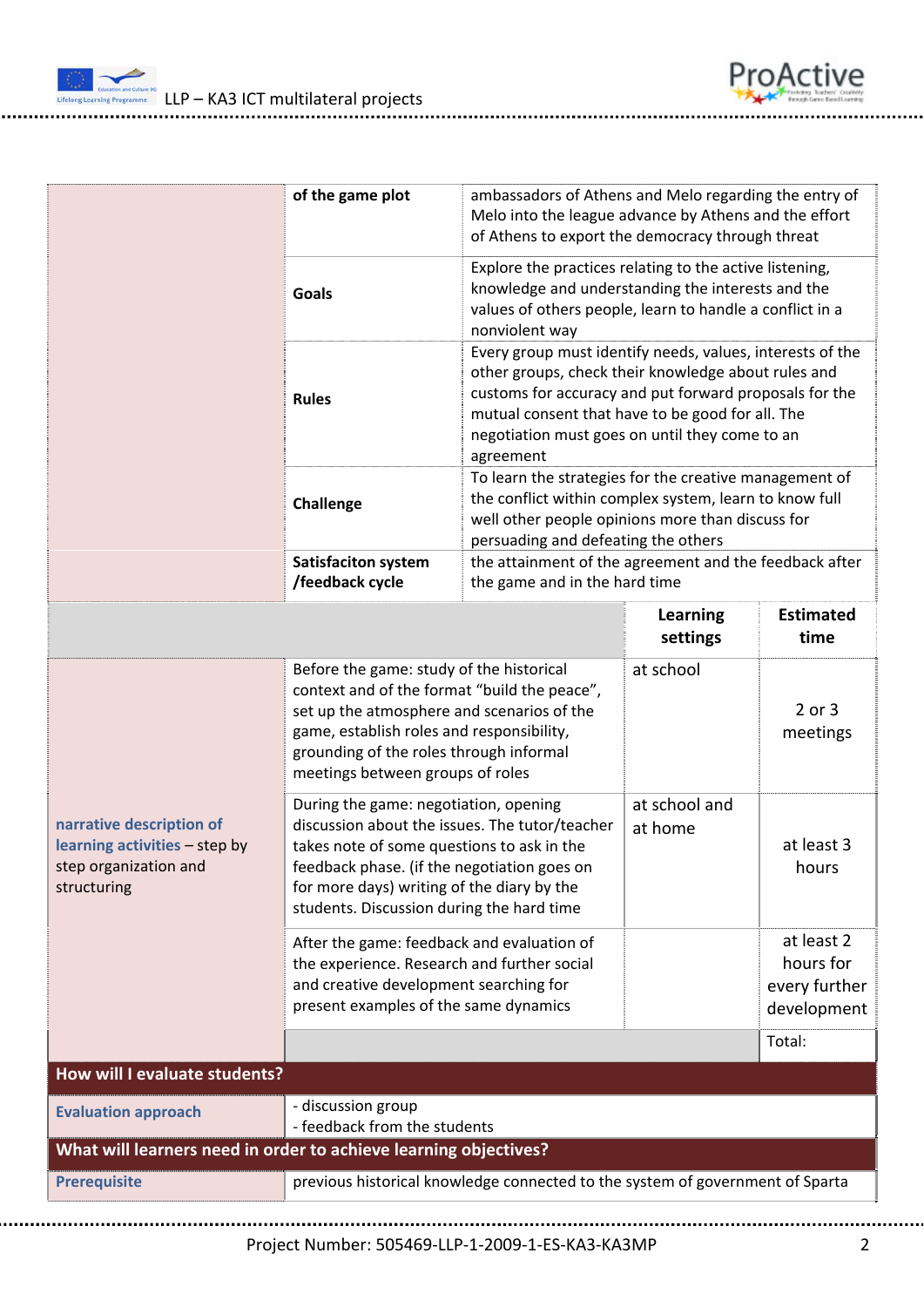| | | | |
|---|---|---|---|
| | **of the game plot** | ambassadors of Athens and Melo regarding the entry of Melo into the league advance by Athens and the effort of Athens to export the democracy through threat | |
| | **Goals** | Explore the practices relating to the active listening, knowledge and understanding the interests and the values of others people, learn to handle a conflict in a nonviolent way | |
| | **Rules** | Every group must identify needs, values, interests of the other groups, check their knowledge about rules and customs for accuracy and put forward proposals for the mutual consent that have to be good for all. The negotiation must goes on until they come to an agreement | |
| | **Challenge** | To learn the strategies for the creative management of the conflict within complex system, learn to know full well other people opinions more than discuss for persuading and defeating the others | |
| | **Satisfaciton system /feedback cycle** | the attainment of the agreement and the feedback after the game and in the hard time | |

| | | **Learning settings** | **Estimated time** |
|---|---|---|---|
| **narrative description of learning activities** – step by step organization and structuring | Before the game: study of the historical context and of the format "build the peace", set up the atmosphere and scenarios of the game, establish roles and responsibility, grounding of the roles through informal meetings between groups of roles | at school | 2 or 3 meetings |
| | During the game: negotiation, opening discussion about the issues. The tutor/teacher takes note of some questions to ask in the feedback phase. (if the negotiation goes on for more days) writing of the diary by the students. Discussion during the hard time | at school and at home | at least 3 hours |
| | After the game: feedback and evaluation of the experience. Research and further social and creative development searching for present examples of the same dynamics | | at least 2 hours for every further development |
| | | | Total: |

**How will I evaluate students?**

| | |
|---|---|
| **Evaluation approach** | - discussion group<br>- feedback from the students |

**What will learners need in order to achieve learning objectives?**

| | |
|---|---|
| **Prerequisite** | previous historical knowledge connected to the system of government of Sparta |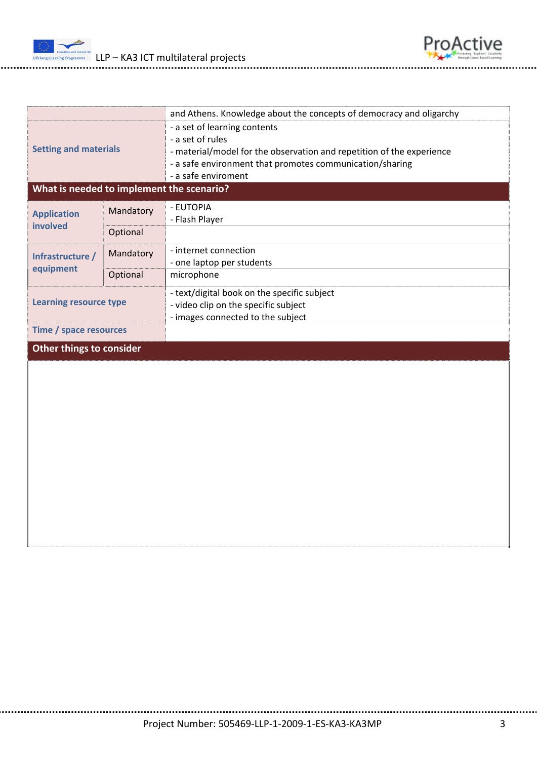| | | |
|---|---|---|
| | | and Athens. Knowledge about the concepts of democracy and oligarchy |
| **Setting and materials** | | - a set of learning contents<br>- a set of rules<br>- material/model for the observation and repetition of the experience<br>- a safe environment that promotes communication/sharing<br>- a safe enviroment |
| **What is needed to implement the scenario?** | | |
| **Application involved** | Mandatory | - EUTOPIA<br>- Flash Player |
| | Optional | |
| **Infrastructure / equipment** | Mandatory | - internet connection<br>- one laptop per students |
| | Optional | microphone |
| **Learning resource type** | | - text/digital book on the specific subject<br>- video clip on the specific subject<br>- images connected to the subject |
| **Time / space resources** | | |
| **Other things to consider** | | |
| | | |